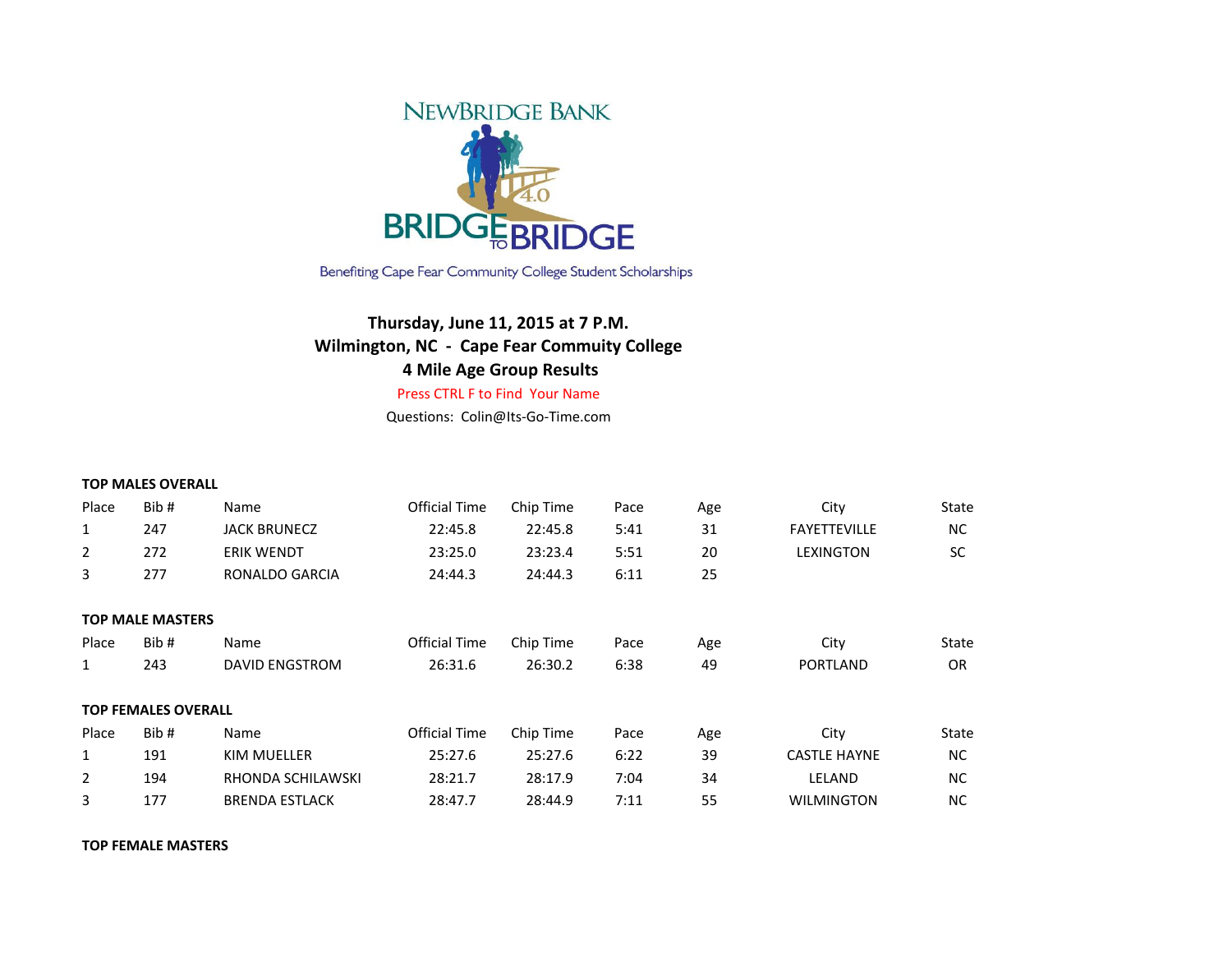NEWBRIDGE BANK

BRIDGE TO BRIDGE 4.0

Benefiting Cape Fear Community College Student Scholarships

**Thursday, June 11, 2015 at 7 P.M.**
**Wilmington, NC - Cape Fear Commuity College**
**4 Mile Age Group Results**

Press CTRL F to Find Your Name

Questions: Colin@Its-Go-Time.com

**TOP MALES OVERALL**

| Place | Bib # | Name | Official Time | Chip Time | Pace | Age | City | State |
|---|---|---|---|---|---|---|---|---|
| 1 | 247 | JACK BRUNECZ | 22:45.8 | 22:45.8 | 5:41 | 31 | FAYETTEVILLE | NC |
| 2 | 272 | ERIK WENDT | 23:25.0 | 23:23.4 | 5:51 | 20 | LEXINGTON | SC |
| 3 | 277 | RONALDO GARCIA | 24:44.3 | 24:44.3 | 6:11 | 25 | | |

**TOP MALE MASTERS**

| Place | Bib # | Name | Official Time | Chip Time | Pace | Age | City | State |
|---|---|---|---|---|---|---|---|---|
| 1 | 243 | DAVID ENGSTROM | 26:31.6 | 26:30.2 | 6:38 | 49 | PORTLAND | OR |

**TOP FEMALES OVERALL**

| Place | Bib # | Name | Official Time | Chip Time | Pace | Age | City | State |
|---|---|---|---|---|---|---|---|---|
| 1 | 191 | KIM MUELLER | 25:27.6 | 25:27.6 | 6:22 | 39 | CASTLE HAYNE | NC |
| 2 | 194 | RHONDA SCHILAWSKI | 28:21.7 | 28:17.9 | 7:04 | 34 | LELAND | NC |
| 3 | 177 | BRENDA ESTLACK | 28:47.7 | 28:44.9 | 7:11 | 55 | WILMINGTON | NC |

**TOP FEMALE MASTERS**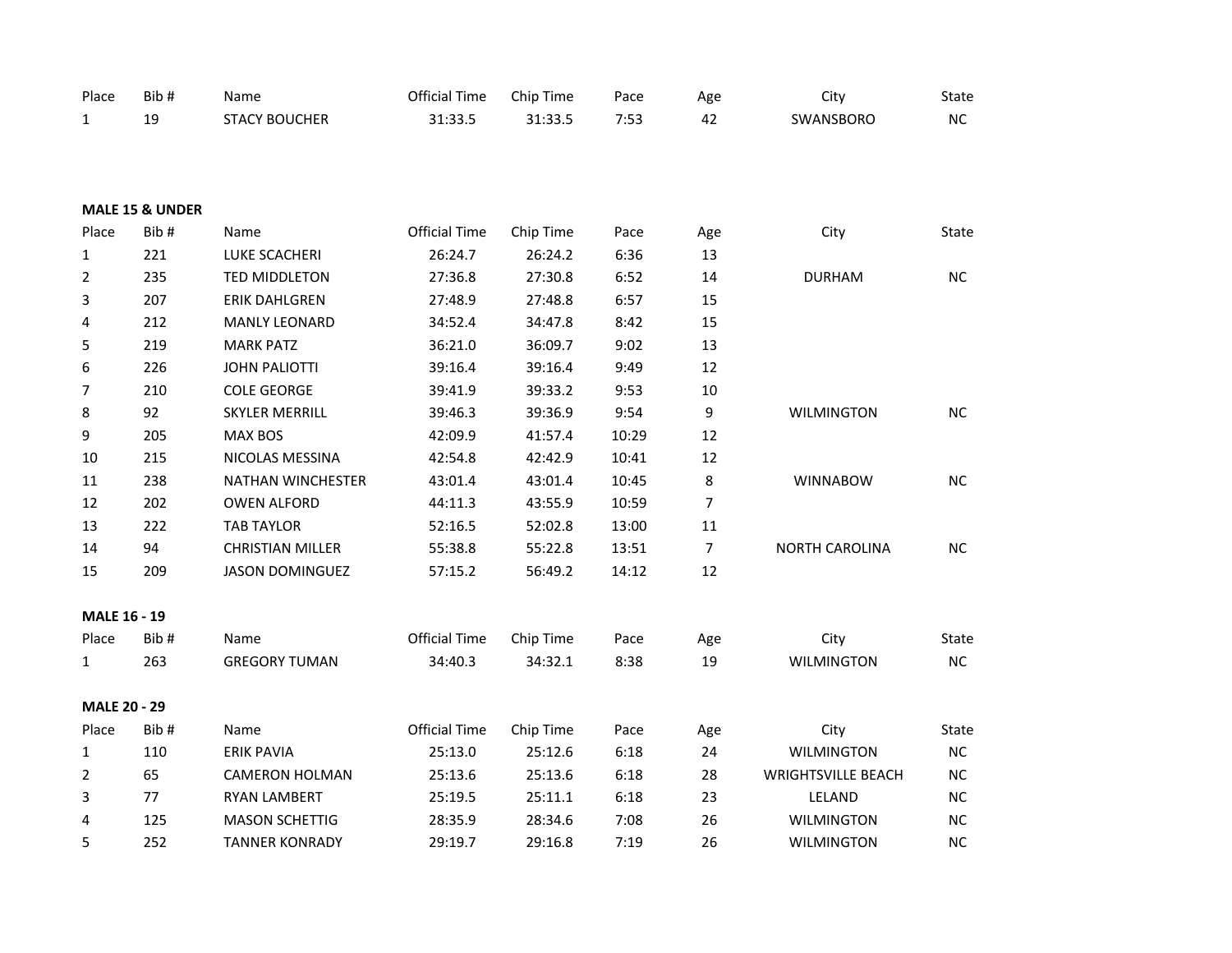| Place | Bib # | Name | Official Time | Chip Time | Pace | Age | City | State |
|---|---|---|---|---|---|---|---|---|
| 1 | 19 | STACY BOUCHER | 31:33.5 | 31:33.5 | 7:53 | 42 | SWANSBORO | NC |

**MALE 15 & UNDER**

| Place | Bib # | Name | Official Time | Chip Time | Pace | Age | City | State |
|---|---|---|---|---|---|---|---|---|
| 1 | 221 | LUKE SCACHERI | 26:24.7 | 26:24.2 | 6:36 | 13 | | |
| 2 | 235 | TED MIDDLETON | 27:36.8 | 27:30.8 | 6:52 | 14 | DURHAM | NC |
| 3 | 207 | ERIK DAHLGREN | 27:48.9 | 27:48.8 | 6:57 | 15 | | |
| 4 | 212 | MANLY LEONARD | 34:52.4 | 34:47.8 | 8:42 | 15 | | |
| 5 | 219 | MARK PATZ | 36:21.0 | 36:09.7 | 9:02 | 13 | | |
| 6 | 226 | JOHN PALIOTTI | 39:16.4 | 39:16.4 | 9:49 | 12 | | |
| 7 | 210 | COLE GEORGE | 39:41.9 | 39:33.2 | 9:53 | 10 | | |
| 8 | 92 | SKYLER MERRILL | 39:46.3 | 39:36.9 | 9:54 | 9 | WILMINGTON | NC |
| 9 | 205 | MAX BOS | 42:09.9 | 41:57.4 | 10:29 | 12 | | |
| 10 | 215 | NICOLAS MESSINA | 42:54.8 | 42:42.9 | 10:41 | 12 | | |
| 11 | 238 | NATHAN WINCHESTER | 43:01.4 | 43:01.4 | 10:45 | 8 | WINNABOW | NC |
| 12 | 202 | OWEN ALFORD | 44:11.3 | 43:55.9 | 10:59 | 7 | | |
| 13 | 222 | TAB TAYLOR | 52:16.5 | 52:02.8 | 13:00 | 11 | | |
| 14 | 94 | CHRISTIAN MILLER | 55:38.8 | 55:22.8 | 13:51 | 7 | NORTH CAROLINA | NC |
| 15 | 209 | JASON DOMINGUEZ | 57:15.2 | 56:49.2 | 14:12 | 12 | | |

**MALE 16 - 19**

| Place | Bib # | Name | Official Time | Chip Time | Pace | Age | City | State |
|---|---|---|---|---|---|---|---|---|
| 1 | 263 | GREGORY TUMAN | 34:40.3 | 34:32.1 | 8:38 | 19 | WILMINGTON | NC |

**MALE 20 - 29**

| Place | Bib # | Name | Official Time | Chip Time | Pace | Age | City | State |
|---|---|---|---|---|---|---|---|---|
| 1 | 110 | ERIK PAVIA | 25:13.0 | 25:12.6 | 6:18 | 24 | WILMINGTON | NC |
| 2 | 65 | CAMERON HOLMAN | 25:13.6 | 25:13.6 | 6:18 | 28 | WRIGHTSVILLE BEACH | NC |
| 3 | 77 | RYAN LAMBERT | 25:19.5 | 25:11.1 | 6:18 | 23 | LELAND | NC |
| 4 | 125 | MASON SCHETTIG | 28:35.9 | 28:34.6 | 7:08 | 26 | WILMINGTON | NC |
| 5 | 252 | TANNER KONRADY | 29:19.7 | 29:16.8 | 7:19 | 26 | WILMINGTON | NC |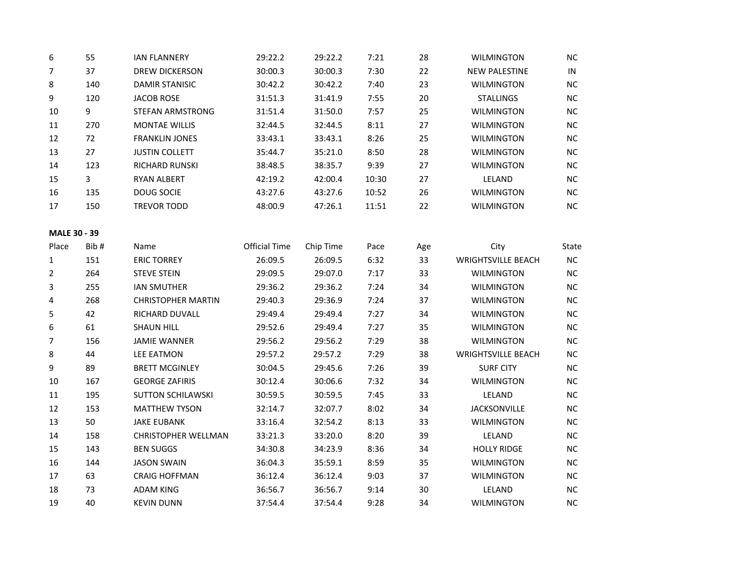| Place | Bib # | Name | Official Time | Chip Time | Pace | Age | City | State |
|---|---|---|---|---|---|---|---|---|
| 6 | 55 | IAN FLANNERY | 29:22.2 | 29:22.2 | 7:21 | 28 | WILMINGTON | NC |
| 7 | 37 | DREW DICKERSON | 30:00.3 | 30:00.3 | 7:30 | 22 | NEW PALESTINE | IN |
| 8 | 140 | DAMIR STANISIC | 30:42.2 | 30:42.2 | 7:40 | 23 | WILMINGTON | NC |
| 9 | 120 | JACOB ROSE | 31:51.3 | 31:41.9 | 7:55 | 20 | STALLINGS | NC |
| 10 | 9 | STEFAN ARMSTRONG | 31:51.4 | 31:50.0 | 7:57 | 25 | WILMINGTON | NC |
| 11 | 270 | MONTAE WILLIS | 32:44.5 | 32:44.5 | 8:11 | 27 | WILMINGTON | NC |
| 12 | 72 | FRANKLIN JONES | 33:43.1 | 33:43.1 | 8:26 | 25 | WILMINGTON | NC |
| 13 | 27 | JUSTIN COLLETT | 35:44.7 | 35:21.0 | 8:50 | 28 | WILMINGTON | NC |
| 14 | 123 | RICHARD RUNSKI | 38:48.5 | 38:35.7 | 9:39 | 27 | WILMINGTON | NC |
| 15 | 3 | RYAN ALBERT | 42:19.2 | 42:00.4 | 10:30 | 27 | LELAND | NC |
| 16 | 135 | DOUG SOCIE | 43:27.6 | 43:27.6 | 10:52 | 26 | WILMINGTON | NC |
| 17 | 150 | TREVOR TODD | 48:00.9 | 47:26.1 | 11:51 | 22 | WILMINGTON | NC |

**MALE 30 - 39**

| Place | Bib # | Name | Official Time | Chip Time | Pace | Age | City | State |
|---|---|---|---|---|---|---|---|---|
| 1 | 151 | ERIC TORREY | 26:09.5 | 26:09.5 | 6:32 | 33 | WRIGHTSVILLE BEACH | NC |
| 2 | 264 | STEVE STEIN | 29:09.5 | 29:07.0 | 7:17 | 33 | WILMINGTON | NC |
| 3 | 255 | IAN SMUTHER | 29:36.2 | 29:36.2 | 7:24 | 34 | WILMINGTON | NC |
| 4 | 268 | CHRISTOPHER MARTIN | 29:40.3 | 29:36.9 | 7:24 | 37 | WILMINGTON | NC |
| 5 | 42 | RICHARD DUVALL | 29:49.4 | 29:49.4 | 7:27 | 34 | WILMINGTON | NC |
| 6 | 61 | SHAUN HILL | 29:52.6 | 29:49.4 | 7:27 | 35 | WILMINGTON | NC |
| 7 | 156 | JAMIE WANNER | 29:56.2 | 29:56.2 | 7:29 | 38 | WILMINGTON | NC |
| 8 | 44 | LEE EATMON | 29:57.2 | 29:57.2 | 7:29 | 38 | WRIGHTSVILLE BEACH | NC |
| 9 | 89 | BRETT MCGINLEY | 30:04.5 | 29:45.6 | 7:26 | 39 | SURF CITY | NC |
| 10 | 167 | GEORGE ZAFIRIS | 30:12.4 | 30:06.6 | 7:32 | 34 | WILMINGTON | NC |
| 11 | 195 | SUTTON SCHILAWSKI | 30:59.5 | 30:59.5 | 7:45 | 33 | LELAND | NC |
| 12 | 153 | MATTHEW TYSON | 32:14.7 | 32:07.7 | 8:02 | 34 | JACKSONVILLE | NC |
| 13 | 50 | JAKE EUBANK | 33:16.4 | 32:54.2 | 8:13 | 33 | WILMINGTON | NC |
| 14 | 158 | CHRISTOPHER WELLMAN | 33:21.3 | 33:20.0 | 8:20 | 39 | LELAND | NC |
| 15 | 143 | BEN SUGGS | 34:30.8 | 34:23.9 | 8:36 | 34 | HOLLY RIDGE | NC |
| 16 | 144 | JASON SWAIN | 36:04.3 | 35:59.1 | 8:59 | 35 | WILMINGTON | NC |
| 17 | 63 | CRAIG HOFFMAN | 36:12.4 | 36:12.4 | 9:03 | 37 | WILMINGTON | NC |
| 18 | 73 | ADAM KING | 36:56.7 | 36:56.7 | 9:14 | 30 | LELAND | NC |
| 19 | 40 | KEVIN DUNN | 37:54.4 | 37:54.4 | 9:28 | 34 | WILMINGTON | NC |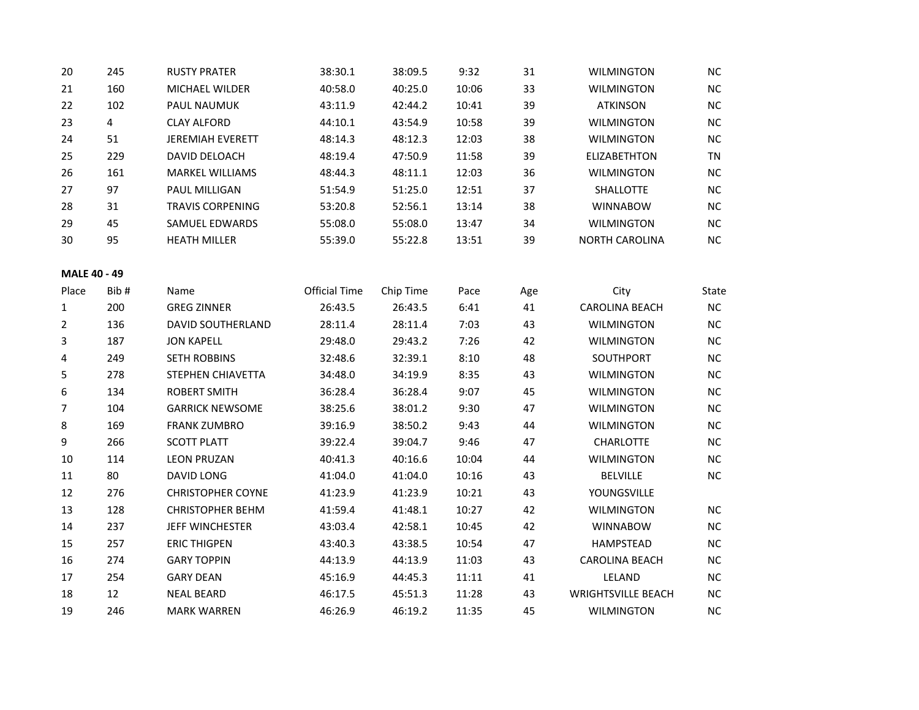| | | | | | | | | |
|---|---|---|---|---|---|---|---|---|
| 20 | 245 | RUSTY PRATER | 38:30.1 | 38:09.5 | 9:32 | 31 | WILMINGTON | NC |
| 21 | 160 | MICHAEL WILDER | 40:58.0 | 40:25.0 | 10:06 | 33 | WILMINGTON | NC |
| 22 | 102 | PAUL NAUMUK | 43:11.9 | 42:44.2 | 10:41 | 39 | ATKINSON | NC |
| 23 | 4 | CLAY ALFORD | 44:10.1 | 43:54.9 | 10:58 | 39 | WILMINGTON | NC |
| 24 | 51 | JEREMIAH EVERETT | 48:14.3 | 48:12.3 | 12:03 | 38 | WILMINGTON | NC |
| 25 | 229 | DAVID DELOACH | 48:19.4 | 47:50.9 | 11:58 | 39 | ELIZABETHTON | TN |
| 26 | 161 | MARKEL WILLIAMS | 48:44.3 | 48:11.1 | 12:03 | 36 | WILMINGTON | NC |
| 27 | 97 | PAUL MILLIGAN | 51:54.9 | 51:25.0 | 12:51 | 37 | SHALLOTTE | NC |
| 28 | 31 | TRAVIS CORPENING | 53:20.8 | 52:56.1 | 13:14 | 38 | WINNABOW | NC |
| 29 | 45 | SAMUEL EDWARDS | 55:08.0 | 55:08.0 | 13:47 | 34 | WILMINGTON | NC |
| 30 | 95 | HEATH MILLER | 55:39.0 | 55:22.8 | 13:51 | 39 | NORTH CAROLINA | NC |

**MALE 40 - 49**

| Place | Bib # | Name | Official Time | Chip Time | Pace | Age | City | State |
|---|---|---|---|---|---|---|---|---|
| 1 | 200 | GREG ZINNER | 26:43.5 | 26:43.5 | 6:41 | 41 | CAROLINA BEACH | NC |
| 2 | 136 | DAVID SOUTHERLAND | 28:11.4 | 28:11.4 | 7:03 | 43 | WILMINGTON | NC |
| 3 | 187 | JON KAPELL | 29:48.0 | 29:43.2 | 7:26 | 42 | WILMINGTON | NC |
| 4 | 249 | SETH ROBBINS | 32:48.6 | 32:39.1 | 8:10 | 48 | SOUTHPORT | NC |
| 5 | 278 | STEPHEN CHIAVETTA | 34:48.0 | 34:19.9 | 8:35 | 43 | WILMINGTON | NC |
| 6 | 134 | ROBERT SMITH | 36:28.4 | 36:28.4 | 9:07 | 45 | WILMINGTON | NC |
| 7 | 104 | GARRICK NEWSOME | 38:25.6 | 38:01.2 | 9:30 | 47 | WILMINGTON | NC |
| 8 | 169 | FRANK ZUMBRO | 39:16.9 | 38:50.2 | 9:43 | 44 | WILMINGTON | NC |
| 9 | 266 | SCOTT PLATT | 39:22.4 | 39:04.7 | 9:46 | 47 | CHARLOTTE | NC |
| 10 | 114 | LEON PRUZAN | 40:41.3 | 40:16.6 | 10:04 | 44 | WILMINGTON | NC |
| 11 | 80 | DAVID LONG | 41:04.0 | 41:04.0 | 10:16 | 43 | BELVILLE | NC |
| 12 | 276 | CHRISTOPHER COYNE | 41:23.9 | 41:23.9 | 10:21 | 43 | YOUNGSVILLE | |
| 13 | 128 | CHRISTOPHER BEHM | 41:59.4 | 41:48.1 | 10:27 | 42 | WILMINGTON | NC |
| 14 | 237 | JEFF WINCHESTER | 43:03.4 | 42:58.1 | 10:45 | 42 | WINNABOW | NC |
| 15 | 257 | ERIC THIGPEN | 43:40.3 | 43:38.5 | 10:54 | 47 | HAMPSTEAD | NC |
| 16 | 274 | GARY TOPPIN | 44:13.9 | 44:13.9 | 11:03 | 43 | CAROLINA BEACH | NC |
| 17 | 254 | GARY DEAN | 45:16.9 | 44:45.3 | 11:11 | 41 | LELAND | NC |
| 18 | 12 | NEAL BEARD | 46:17.5 | 45:51.3 | 11:28 | 43 | WRIGHTSVILLE BEACH | NC |
| 19 | 246 | MARK WARREN | 46:26.9 | 46:19.2 | 11:35 | 45 | WILMINGTON | NC |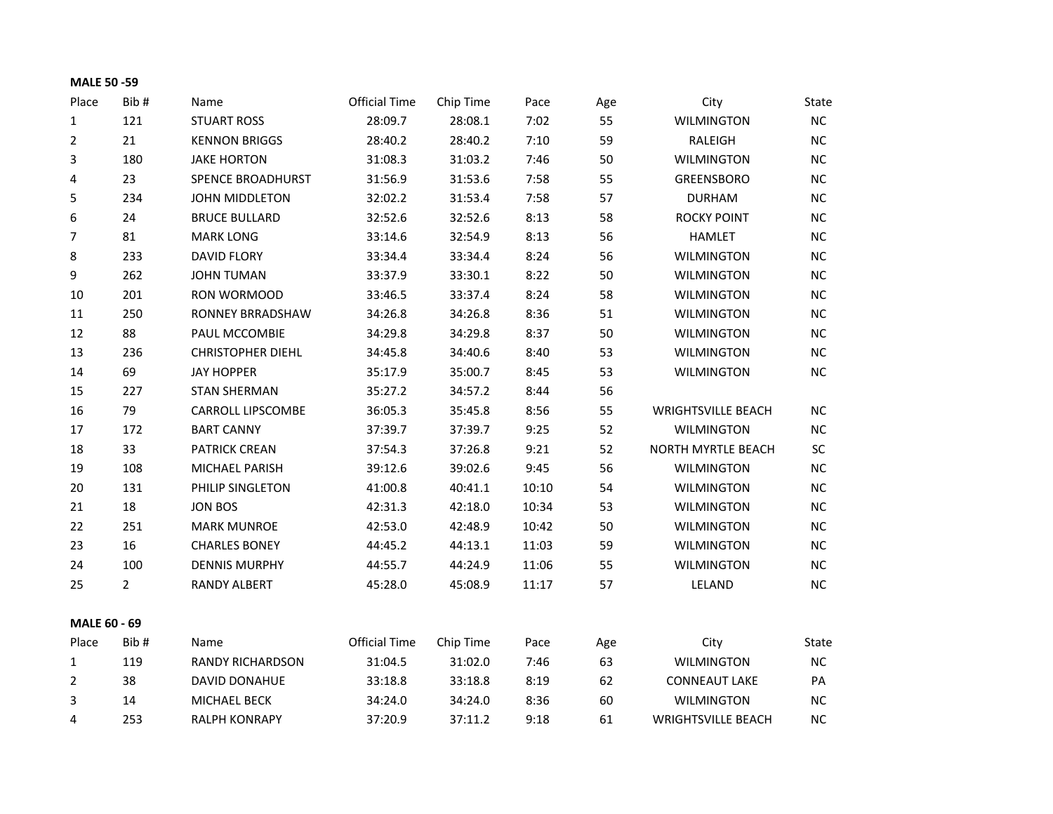**MALE 50 -59**

| Place | Bib # | Name | Official Time | Chip Time | Pace | Age | City | State |
|---|---|---|---|---|---|---|---|---|
| 1 | 121 | STUART ROSS | 28:09.7 | 28:08.1 | 7:02 | 55 | WILMINGTON | NC |
| 2 | 21 | KENNON BRIGGS | 28:40.2 | 28:40.2 | 7:10 | 59 | RALEIGH | NC |
| 3 | 180 | JAKE HORTON | 31:08.3 | 31:03.2 | 7:46 | 50 | WILMINGTON | NC |
| 4 | 23 | SPENCE BROADHURST | 31:56.9 | 31:53.6 | 7:58 | 55 | GREENSBORO | NC |
| 5 | 234 | JOHN MIDDLETON | 32:02.2 | 31:53.4 | 7:58 | 57 | DURHAM | NC |
| 6 | 24 | BRUCE BULLARD | 32:52.6 | 32:52.6 | 8:13 | 58 | ROCKY POINT | NC |
| 7 | 81 | MARK LONG | 33:14.6 | 32:54.9 | 8:13 | 56 | HAMLET | NC |
| 8 | 233 | DAVID FLORY | 33:34.4 | 33:34.4 | 8:24 | 56 | WILMINGTON | NC |
| 9 | 262 | JOHN TUMAN | 33:37.9 | 33:30.1 | 8:22 | 50 | WILMINGTON | NC |
| 10 | 201 | RON WORMOOD | 33:46.5 | 33:37.4 | 8:24 | 58 | WILMINGTON | NC |
| 11 | 250 | RONNEY BRRADSHAW | 34:26.8 | 34:26.8 | 8:36 | 51 | WILMINGTON | NC |
| 12 | 88 | PAUL MCCOMBIE | 34:29.8 | 34:29.8 | 8:37 | 50 | WILMINGTON | NC |
| 13 | 236 | CHRISTOPHER DIEHL | 34:45.8 | 34:40.6 | 8:40 | 53 | WILMINGTON | NC |
| 14 | 69 | JAY HOPPER | 35:17.9 | 35:00.7 | 8:45 | 53 | WILMINGTON | NC |
| 15 | 227 | STAN SHERMAN | 35:27.2 | 34:57.2 | 8:44 | 56 | | |
| 16 | 79 | CARROLL LIPSCOMBE | 36:05.3 | 35:45.8 | 8:56 | 55 | WRIGHTSVILLE BEACH | NC |
| 17 | 172 | BART CANNY | 37:39.7 | 37:39.7 | 9:25 | 52 | WILMINGTON | NC |
| 18 | 33 | PATRICK CREAN | 37:54.3 | 37:26.8 | 9:21 | 52 | NORTH MYRTLE BEACH | SC |
| 19 | 108 | MICHAEL PARISH | 39:12.6 | 39:02.6 | 9:45 | 56 | WILMINGTON | NC |
| 20 | 131 | PHILIP SINGLETON | 41:00.8 | 40:41.1 | 10:10 | 54 | WILMINGTON | NC |
| 21 | 18 | JON BOS | 42:31.3 | 42:18.0 | 10:34 | 53 | WILMINGTON | NC |
| 22 | 251 | MARK MUNROE | 42:53.0 | 42:48.9 | 10:42 | 50 | WILMINGTON | NC |
| 23 | 16 | CHARLES BONEY | 44:45.2 | 44:13.1 | 11:03 | 59 | WILMINGTON | NC |
| 24 | 100 | DENNIS MURPHY | 44:55.7 | 44:24.9 | 11:06 | 55 | WILMINGTON | NC |
| 25 | 2 | RANDY ALBERT | 45:28.0 | 45:08.9 | 11:17 | 57 | LELAND | NC |

**MALE 60 - 69**

| Place | Bib # | Name | Official Time | Chip Time | Pace | Age | City | State |
|---|---|---|---|---|---|---|---|---|
| 1 | 119 | RANDY RICHARDSON | 31:04.5 | 31:02.0 | 7:46 | 63 | WILMINGTON | NC |
| 2 | 38 | DAVID DONAHUE | 33:18.8 | 33:18.8 | 8:19 | 62 | CONNEAUT LAKE | PA |
| 3 | 14 | MICHAEL BECK | 34:24.0 | 34:24.0 | 8:36 | 60 | WILMINGTON | NC |
| 4 | 253 | RALPH KONRAPY | 37:20.9 | 37:11.2 | 9:18 | 61 | WRIGHTSVILLE BEACH | NC |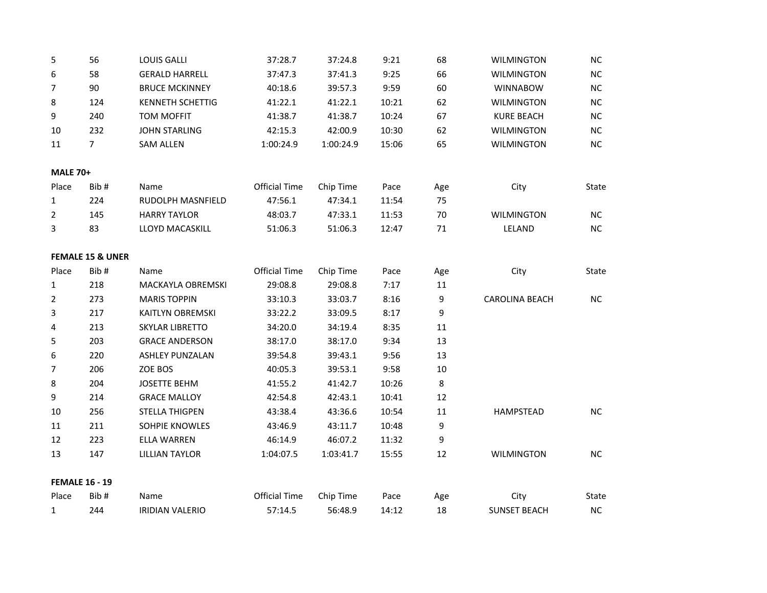| Place | Bib # | Name | Official Time | Chip Time | Pace | Age | City | State |
|---|---|---|---|---|---|---|---|---|
| 5 | 56 | LOUIS GALLI | 37:28.7 | 37:24.8 | 9:21 | 68 | WILMINGTON | NC |
| 6 | 58 | GERALD HARRELL | 37:47.3 | 37:41.3 | 9:25 | 66 | WILMINGTON | NC |
| 7 | 90 | BRUCE MCKINNEY | 40:18.6 | 39:57.3 | 9:59 | 60 | WINNABOW | NC |
| 8 | 124 | KENNETH SCHETTIG | 41:22.1 | 41:22.1 | 10:21 | 62 | WILMINGTON | NC |
| 9 | 240 | TOM MOFFIT | 41:38.7 | 41:38.7 | 10:24 | 67 | KURE BEACH | NC |
| 10 | 232 | JOHN STARLING | 42:15.3 | 42:00.9 | 10:30 | 62 | WILMINGTON | NC |
| 11 | 7 | SAM ALLEN | 1:00:24.9 | 1:00:24.9 | 15:06 | 65 | WILMINGTON | NC |

**MALE 70+**

| Place | Bib # | Name | Official Time | Chip Time | Pace | Age | City | State |
|---|---|---|---|---|---|---|---|---|
| 1 | 224 | RUDOLPH MASNFIELD | 47:56.1 | 47:34.1 | 11:54 | 75 | | |
| 2 | 145 | HARRY TAYLOR | 48:03.7 | 47:33.1 | 11:53 | 70 | WILMINGTON | NC |
| 3 | 83 | LLOYD MACASKILL | 51:06.3 | 51:06.3 | 12:47 | 71 | LELAND | NC |

**FEMALE 15 & UNER**

| Place | Bib # | Name | Official Time | Chip Time | Pace | Age | City | State |
|---|---|---|---|---|---|---|---|---|
| 1 | 218 | MACKAYLA OBREMSKI | 29:08.8 | 29:08.8 | 7:17 | 11 | | |
| 2 | 273 | MARIS TOPPIN | 33:10.3 | 33:03.7 | 8:16 | 9 | CAROLINA BEACH | NC |
| 3 | 217 | KAITLYN OBREMSKI | 33:22.2 | 33:09.5 | 8:17 | 9 | | |
| 4 | 213 | SKYLAR LIBRETTO | 34:20.0 | 34:19.4 | 8:35 | 11 | | |
| 5 | 203 | GRACE ANDERSON | 38:17.0 | 38:17.0 | 9:34 | 13 | | |
| 6 | 220 | ASHLEY PUNZALAN | 39:54.8 | 39:43.1 | 9:56 | 13 | | |
| 7 | 206 | ZOE BOS | 40:05.3 | 39:53.1 | 9:58 | 10 | | |
| 8 | 204 | JOSETTE BEHM | 41:55.2 | 41:42.7 | 10:26 | 8 | | |
| 9 | 214 | GRACE MALLOY | 42:54.8 | 42:43.1 | 10:41 | 12 | | |
| 10 | 256 | STELLA THIGPEN | 43:38.4 | 43:36.6 | 10:54 | 11 | HAMPSTEAD | NC |
| 11 | 211 | SOHPIE KNOWLES | 43:46.9 | 43:11.7 | 10:48 | 9 | | |
| 12 | 223 | ELLA WARREN | 46:14.9 | 46:07.2 | 11:32 | 9 | | |
| 13 | 147 | LILLIAN TAYLOR | 1:04:07.5 | 1:03:41.7 | 15:55 | 12 | WILMINGTON | NC |

**FEMALE 16 - 19**

| Place | Bib # | Name | Official Time | Chip Time | Pace | Age | City | State |
|---|---|---|---|---|---|---|---|---|
| 1 | 244 | IRIDIAN VALERIO | 57:14.5 | 56:48.9 | 14:12 | 18 | SUNSET BEACH | NC |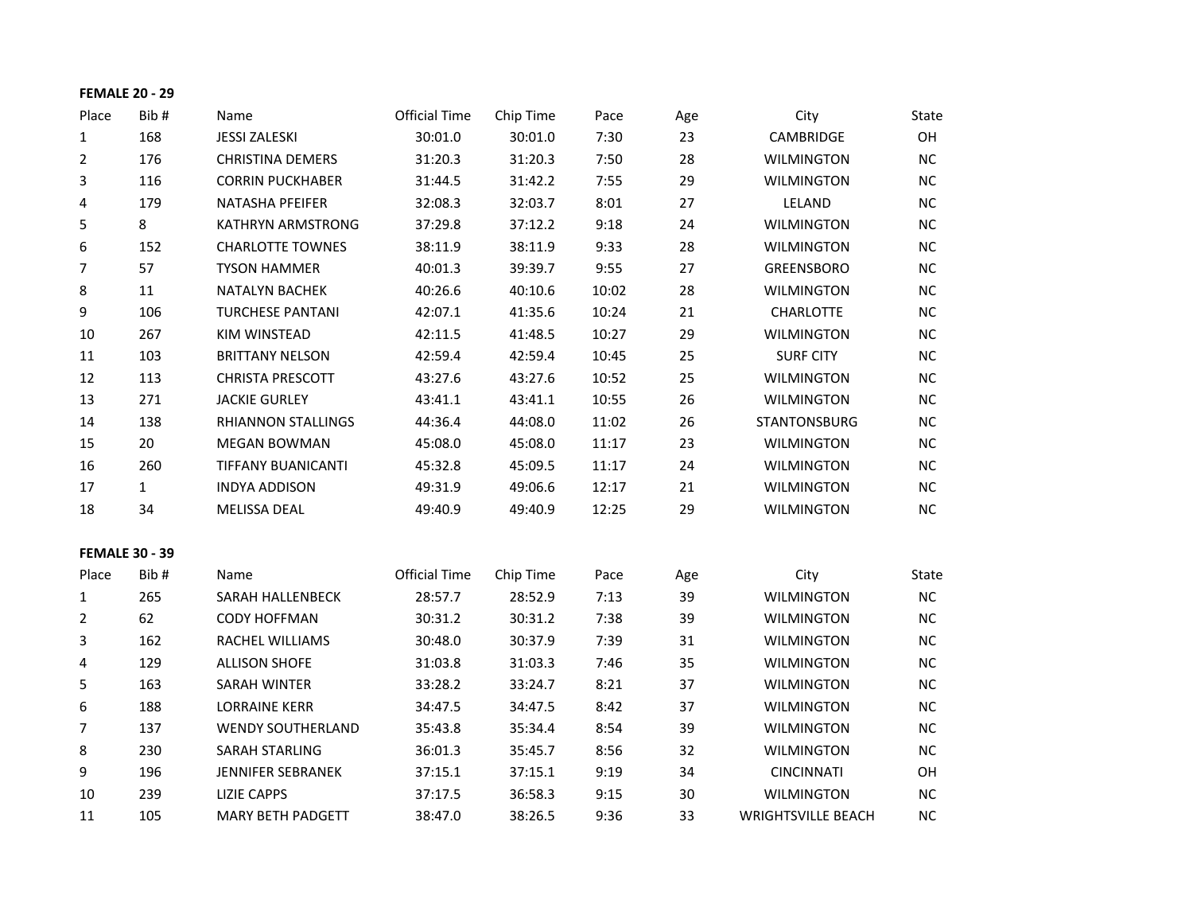**FEMALE 20 - 29**

| Place | Bib # | Name | Official Time | Chip Time | Pace | Age | City | State |
|---|---|---|---|---|---|---|---|---|
| 1 | 168 | JESSI ZALESKI | 30:01.0 | 30:01.0 | 7:30 | 23 | CAMBRIDGE | OH |
| 2 | 176 | CHRISTINA DEMERS | 31:20.3 | 31:20.3 | 7:50 | 28 | WILMINGTON | NC |
| 3 | 116 | CORRIN PUCKHABER | 31:44.5 | 31:42.2 | 7:55 | 29 | WILMINGTON | NC |
| 4 | 179 | NATASHA PFEIFER | 32:08.3 | 32:03.7 | 8:01 | 27 | LELAND | NC |
| 5 | 8 | KATHRYN ARMSTRONG | 37:29.8 | 37:12.2 | 9:18 | 24 | WILMINGTON | NC |
| 6 | 152 | CHARLOTTE TOWNES | 38:11.9 | 38:11.9 | 9:33 | 28 | WILMINGTON | NC |
| 7 | 57 | TYSON HAMMER | 40:01.3 | 39:39.7 | 9:55 | 27 | GREENSBORO | NC |
| 8 | 11 | NATALYN BACHEK | 40:26.6 | 40:10.6 | 10:02 | 28 | WILMINGTON | NC |
| 9 | 106 | TURCHESE PANTANI | 42:07.1 | 41:35.6 | 10:24 | 21 | CHARLOTTE | NC |
| 10 | 267 | KIM WINSTEAD | 42:11.5 | 41:48.5 | 10:27 | 29 | WILMINGTON | NC |
| 11 | 103 | BRITTANY NELSON | 42:59.4 | 42:59.4 | 10:45 | 25 | SURF CITY | NC |
| 12 | 113 | CHRISTA PRESCOTT | 43:27.6 | 43:27.6 | 10:52 | 25 | WILMINGTON | NC |
| 13 | 271 | JACKIE GURLEY | 43:41.1 | 43:41.1 | 10:55 | 26 | WILMINGTON | NC |
| 14 | 138 | RHIANNON STALLINGS | 44:36.4 | 44:08.0 | 11:02 | 26 | STANTONSBURG | NC |
| 15 | 20 | MEGAN BOWMAN | 45:08.0 | 45:08.0 | 11:17 | 23 | WILMINGTON | NC |
| 16 | 260 | TIFFANY BUANICANTI | 45:32.8 | 45:09.5 | 11:17 | 24 | WILMINGTON | NC |
| 17 | 1 | INDYA ADDISON | 49:31.9 | 49:06.6 | 12:17 | 21 | WILMINGTON | NC |
| 18 | 34 | MELISSA DEAL | 49:40.9 | 49:40.9 | 12:25 | 29 | WILMINGTON | NC |

**FEMALE 30 - 39**

| Place | Bib # | Name | Official Time | Chip Time | Pace | Age | City | State |
|---|---|---|---|---|---|---|---|---|
| 1 | 265 | SARAH HALLENBECK | 28:57.7 | 28:52.9 | 7:13 | 39 | WILMINGTON | NC |
| 2 | 62 | CODY HOFFMAN | 30:31.2 | 30:31.2 | 7:38 | 39 | WILMINGTON | NC |
| 3 | 162 | RACHEL WILLIAMS | 30:48.0 | 30:37.9 | 7:39 | 31 | WILMINGTON | NC |
| 4 | 129 | ALLISON SHOFE | 31:03.8 | 31:03.3 | 7:46 | 35 | WILMINGTON | NC |
| 5 | 163 | SARAH WINTER | 33:28.2 | 33:24.7 | 8:21 | 37 | WILMINGTON | NC |
| 6 | 188 | LORRAINE KERR | 34:47.5 | 34:47.5 | 8:42 | 37 | WILMINGTON | NC |
| 7 | 137 | WENDY SOUTHERLAND | 35:43.8 | 35:34.4 | 8:54 | 39 | WILMINGTON | NC |
| 8 | 230 | SARAH STARLING | 36:01.3 | 35:45.7 | 8:56 | 32 | WILMINGTON | NC |
| 9 | 196 | JENNIFER SEBRANEK | 37:15.1 | 37:15.1 | 9:19 | 34 | CINCINNATI | OH |
| 10 | 239 | LIZIE CAPPS | 37:17.5 | 36:58.3 | 9:15 | 30 | WILMINGTON | NC |
| 11 | 105 | MARY BETH PADGETT | 38:47.0 | 38:26.5 | 9:36 | 33 | WRIGHTSVILLE BEACH | NC |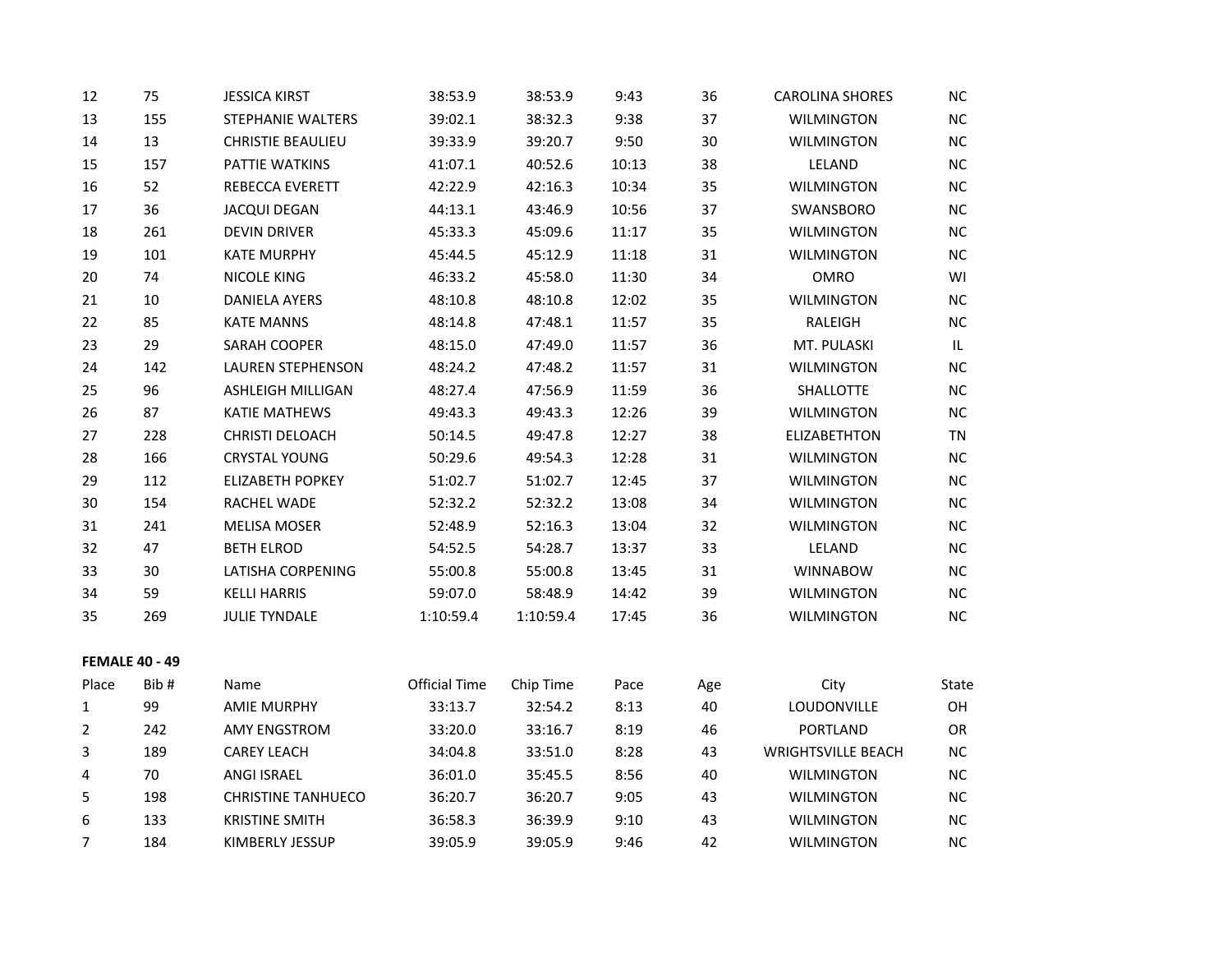| Place | Bib # | Name | Official Time | Chip Time | Pace | Age | City | State |
|---|---|---|---|---|---|---|---|---|
| 12 | 75 | JESSICA KIRST | 38:53.9 | 38:53.9 | 9:43 | 36 | CAROLINA SHORES | NC |
| 13 | 155 | STEPHANIE WALTERS | 39:02.1 | 38:32.3 | 9:38 | 37 | WILMINGTON | NC |
| 14 | 13 | CHRISTIE BEAULIEU | 39:33.9 | 39:20.7 | 9:50 | 30 | WILMINGTON | NC |
| 15 | 157 | PATTIE WATKINS | 41:07.1 | 40:52.6 | 10:13 | 38 | LELAND | NC |
| 16 | 52 | REBECCA EVERETT | 42:22.9 | 42:16.3 | 10:34 | 35 | WILMINGTON | NC |
| 17 | 36 | JACQUI DEGAN | 44:13.1 | 43:46.9 | 10:56 | 37 | SWANSBORO | NC |
| 18 | 261 | DEVIN DRIVER | 45:33.3 | 45:09.6 | 11:17 | 35 | WILMINGTON | NC |
| 19 | 101 | KATE MURPHY | 45:44.5 | 45:12.9 | 11:18 | 31 | WILMINGTON | NC |
| 20 | 74 | NICOLE KING | 46:33.2 | 45:58.0 | 11:30 | 34 | OMRO | WI |
| 21 | 10 | DANIELA AYERS | 48:10.8 | 48:10.8 | 12:02 | 35 | WILMINGTON | NC |
| 22 | 85 | KATE MANNS | 48:14.8 | 47:48.1 | 11:57 | 35 | RALEIGH | NC |
| 23 | 29 | SARAH COOPER | 48:15.0 | 47:49.0 | 11:57 | 36 | MT. PULASKI | IL |
| 24 | 142 | LAUREN STEPHENSON | 48:24.2 | 47:48.2 | 11:57 | 31 | WILMINGTON | NC |
| 25 | 96 | ASHLEIGH MILLIGAN | 48:27.4 | 47:56.9 | 11:59 | 36 | SHALLOTTE | NC |
| 26 | 87 | KATIE MATHEWS | 49:43.3 | 49:43.3 | 12:26 | 39 | WILMINGTON | NC |
| 27 | 228 | CHRISTI DELOACH | 50:14.5 | 49:47.8 | 12:27 | 38 | ELIZABETHTON | TN |
| 28 | 166 | CRYSTAL YOUNG | 50:29.6 | 49:54.3 | 12:28 | 31 | WILMINGTON | NC |
| 29 | 112 | ELIZABETH POPKEY | 51:02.7 | 51:02.7 | 12:45 | 37 | WILMINGTON | NC |
| 30 | 154 | RACHEL WADE | 52:32.2 | 52:32.2 | 13:08 | 34 | WILMINGTON | NC |
| 31 | 241 | MELISA MOSER | 52:48.9 | 52:16.3 | 13:04 | 32 | WILMINGTON | NC |
| 32 | 47 | BETH ELROD | 54:52.5 | 54:28.7 | 13:37 | 33 | LELAND | NC |
| 33 | 30 | LATISHA CORPENING | 55:00.8 | 55:00.8 | 13:45 | 31 | WINNABOW | NC |
| 34 | 59 | KELLI HARRIS | 59:07.0 | 58:48.9 | 14:42 | 39 | WILMINGTON | NC |
| 35 | 269 | JULIE TYNDALE | 1:10:59.4 | 1:10:59.4 | 17:45 | 36 | WILMINGTON | NC |

**FEMALE 40 - 49**

| Place | Bib # | Name | Official Time | Chip Time | Pace | Age | City | State |
|---|---|---|---|---|---|---|---|---|
| 1 | 99 | AMIE MURPHY | 33:13.7 | 32:54.2 | 8:13 | 40 | LOUDONVILLE | OH |
| 2 | 242 | AMY ENGSTROM | 33:20.0 | 33:16.7 | 8:19 | 46 | PORTLAND | OR |
| 3 | 189 | CAREY LEACH | 34:04.8 | 33:51.0 | 8:28 | 43 | WRIGHTSVILLE BEACH | NC |
| 4 | 70 | ANGI ISRAEL | 36:01.0 | 35:45.5 | 8:56 | 40 | WILMINGTON | NC |
| 5 | 198 | CHRISTINE TANHUECO | 36:20.7 | 36:20.7 | 9:05 | 43 | WILMINGTON | NC |
| 6 | 133 | KRISTINE SMITH | 36:58.3 | 36:39.9 | 9:10 | 43 | WILMINGTON | NC |
| 7 | 184 | KIMBERLY JESSUP | 39:05.9 | 39:05.9 | 9:46 | 42 | WILMINGTON | NC |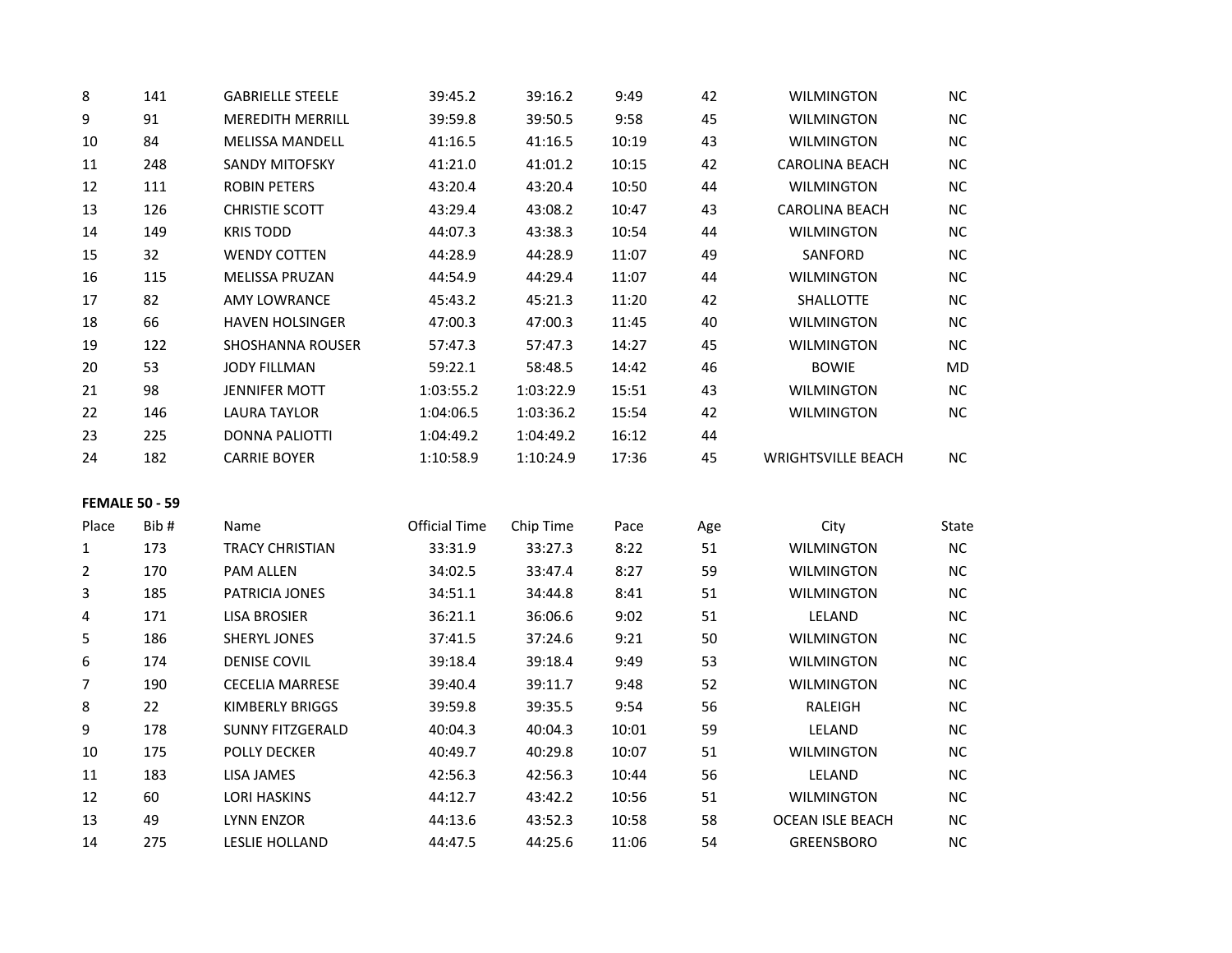| | | | | | | | | |
|---|---|---|---|---|---|---|---|---|
| 8 | 141 | GABRIELLE STEELE | 39:45.2 | 39:16.2 | 9:49 | 42 | WILMINGTON | NC |
| 9 | 91 | MEREDITH MERRILL | 39:59.8 | 39:50.5 | 9:58 | 45 | WILMINGTON | NC |
| 10 | 84 | MELISSA MANDELL | 41:16.5 | 41:16.5 | 10:19 | 43 | WILMINGTON | NC |
| 11 | 248 | SANDY MITOFSKY | 41:21.0 | 41:01.2 | 10:15 | 42 | CAROLINA BEACH | NC |
| 12 | 111 | ROBIN PETERS | 43:20.4 | 43:20.4 | 10:50 | 44 | WILMINGTON | NC |
| 13 | 126 | CHRISTIE SCOTT | 43:29.4 | 43:08.2 | 10:47 | 43 | CAROLINA BEACH | NC |
| 14 | 149 | KRIS TODD | 44:07.3 | 43:38.3 | 10:54 | 44 | WILMINGTON | NC |
| 15 | 32 | WENDY COTTEN | 44:28.9 | 44:28.9 | 11:07 | 49 | SANFORD | NC |
| 16 | 115 | MELISSA PRUZAN | 44:54.9 | 44:29.4 | 11:07 | 44 | WILMINGTON | NC |
| 17 | 82 | AMY LOWRANCE | 45:43.2 | 45:21.3 | 11:20 | 42 | SHALLOTTE | NC |
| 18 | 66 | HAVEN HOLSINGER | 47:00.3 | 47:00.3 | 11:45 | 40 | WILMINGTON | NC |
| 19 | 122 | SHOSHANNA ROUSER | 57:47.3 | 57:47.3 | 14:27 | 45 | WILMINGTON | NC |
| 20 | 53 | JODY FILLMAN | 59:22.1 | 58:48.5 | 14:42 | 46 | BOWIE | MD |
| 21 | 98 | JENNIFER MOTT | 1:03:55.2 | 1:03:22.9 | 15:51 | 43 | WILMINGTON | NC |
| 22 | 146 | LAURA TAYLOR | 1:04:06.5 | 1:03:36.2 | 15:54 | 42 | WILMINGTON | NC |
| 23 | 225 | DONNA PALIOTTI | 1:04:49.2 | 1:04:49.2 | 16:12 | 44 | | |
| 24 | 182 | CARRIE BOYER | 1:10:58.9 | 1:10:24.9 | 17:36 | 45 | WRIGHTSVILLE BEACH | NC |

**FEMALE 50 - 59**

| Place | Bib # | Name | Official Time | Chip Time | Pace | Age | City | State |
|---|---|---|---|---|---|---|---|---|
| 1 | 173 | TRACY CHRISTIAN | 33:31.9 | 33:27.3 | 8:22 | 51 | WILMINGTON | NC |
| 2 | 170 | PAM ALLEN | 34:02.5 | 33:47.4 | 8:27 | 59 | WILMINGTON | NC |
| 3 | 185 | PATRICIA JONES | 34:51.1 | 34:44.8 | 8:41 | 51 | WILMINGTON | NC |
| 4 | 171 | LISA BROSIER | 36:21.1 | 36:06.6 | 9:02 | 51 | LELAND | NC |
| 5 | 186 | SHERYL JONES | 37:41.5 | 37:24.6 | 9:21 | 50 | WILMINGTON | NC |
| 6 | 174 | DENISE COVIL | 39:18.4 | 39:18.4 | 9:49 | 53 | WILMINGTON | NC |
| 7 | 190 | CECELIA MARRESE | 39:40.4 | 39:11.7 | 9:48 | 52 | WILMINGTON | NC |
| 8 | 22 | KIMBERLY BRIGGS | 39:59.8 | 39:35.5 | 9:54 | 56 | RALEIGH | NC |
| 9 | 178 | SUNNY FITZGERALD | 40:04.3 | 40:04.3 | 10:01 | 59 | LELAND | NC |
| 10 | 175 | POLLY DECKER | 40:49.7 | 40:29.8 | 10:07 | 51 | WILMINGTON | NC |
| 11 | 183 | LISA JAMES | 42:56.3 | 42:56.3 | 10:44 | 56 | LELAND | NC |
| 12 | 60 | LORI HASKINS | 44:12.7 | 43:42.2 | 10:56 | 51 | WILMINGTON | NC |
| 13 | 49 | LYNN ENZOR | 44:13.6 | 43:52.3 | 10:58 | 58 | OCEAN ISLE BEACH | NC |
| 14 | 275 | LESLIE HOLLAND | 44:47.5 | 44:25.6 | 11:06 | 54 | GREENSBORO | NC |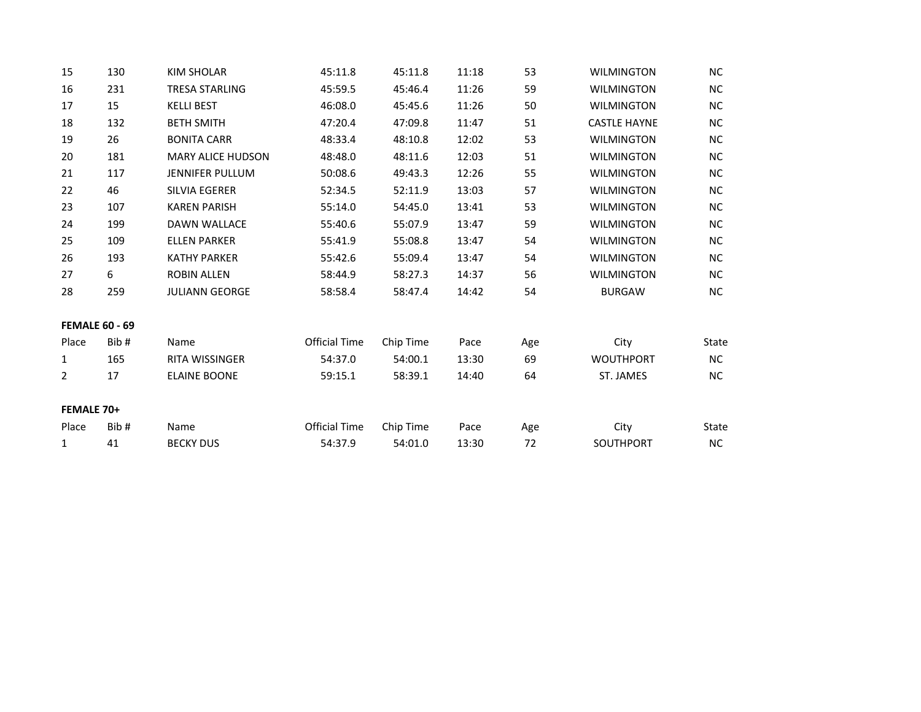| | | | | | | | | |
|---|---|---|---|---|---|---|---|---|
| 15 | 130 | KIM SHOLAR | 45:11.8 | 45:11.8 | 11:18 | 53 | WILMINGTON | NC |
| 16 | 231 | TRESA STARLING | 45:59.5 | 45:46.4 | 11:26 | 59 | WILMINGTON | NC |
| 17 | 15 | KELLI BEST | 46:08.0 | 45:45.6 | 11:26 | 50 | WILMINGTON | NC |
| 18 | 132 | BETH SMITH | 47:20.4 | 47:09.8 | 11:47 | 51 | CASTLE HAYNE | NC |
| 19 | 26 | BONITA CARR | 48:33.4 | 48:10.8 | 12:02 | 53 | WILMINGTON | NC |
| 20 | 181 | MARY ALICE HUDSON | 48:48.0 | 48:11.6 | 12:03 | 51 | WILMINGTON | NC |
| 21 | 117 | JENNIFER PULLUM | 50:08.6 | 49:43.3 | 12:26 | 55 | WILMINGTON | NC |
| 22 | 46 | SILVIA EGERER | 52:34.5 | 52:11.9 | 13:03 | 57 | WILMINGTON | NC |
| 23 | 107 | KAREN PARISH | 55:14.0 | 54:45.0 | 13:41 | 53 | WILMINGTON | NC |
| 24 | 199 | DAWN WALLACE | 55:40.6 | 55:07.9 | 13:47 | 59 | WILMINGTON | NC |
| 25 | 109 | ELLEN PARKER | 55:41.9 | 55:08.8 | 13:47 | 54 | WILMINGTON | NC |
| 26 | 193 | KATHY PARKER | 55:42.6 | 55:09.4 | 13:47 | 54 | WILMINGTON | NC |
| 27 | 6 | ROBIN ALLEN | 58:44.9 | 58:27.3 | 14:37 | 56 | WILMINGTON | NC |
| 28 | 259 | JULIANN GEORGE | 58:58.4 | 58:47.4 | 14:42 | 54 | BURGAW | NC |

**FEMALE 60 - 69**

| Place | Bib # | Name | Official Time | Chip Time | Pace | Age | City | State |
|---|---|---|---|---|---|---|---|---|
| 1 | 165 | RITA WISSINGER | 54:37.0 | 54:00.1 | 13:30 | 69 | WOUTHPORT | NC |
| 2 | 17 | ELAINE BOONE | 59:15.1 | 58:39.1 | 14:40 | 64 | ST. JAMES | NC |

**FEMALE 70+**

| Place | Bib # | Name | Official Time | Chip Time | Pace | Age | City | State |
|---|---|---|---|---|---|---|---|---|
| 1 | 41 | BECKY DUS | 54:37.9 | 54:01.0 | 13:30 | 72 | SOUTHPORT | NC |